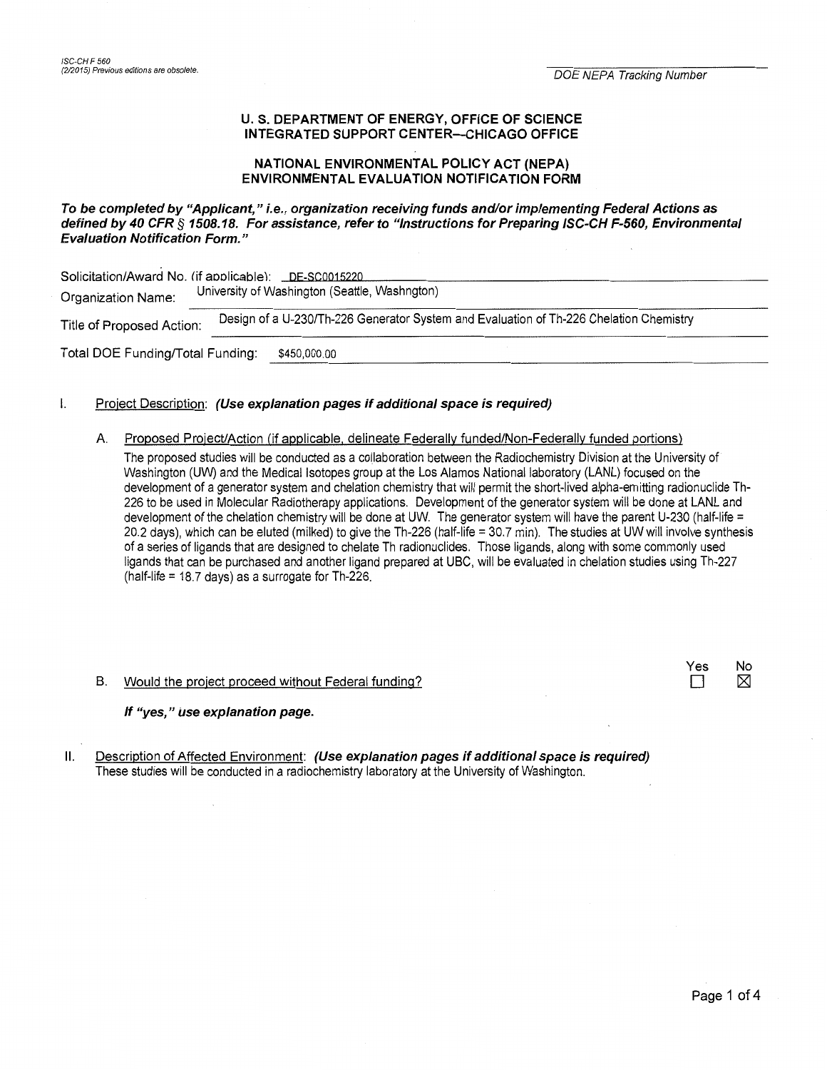ISC-CH F 560
(2/2015) Previous editions are obsolete.

DOE NEPA Tracking Number

## U. S. DEPARTMENT OF ENERGY, OFFICE OF SCIENCE
## INTEGRATED SUPPORT CENTER—CHICAGO OFFICE

## NATIONAL ENVIRONMENTAL POLICY ACT (NEPA)
## ENVIRONMENTAL EVALUATION NOTIFICATION FORM

***To be completed by "Applicant," i.e., organization receiving funds and/or implementing Federal Actions as defined by 40 CFR § 1508.18. For assistance, refer to "Instructions for Preparing ISC-CH F-560, Environmental Evaluation Notification Form."***

Solicitation/Award No. (if applicable): DE-SC0015220

Organization Name: University of Washington (Seattle, Washngton)

Title of Proposed Action: Design of a U-230/Th-226 Generator System and Evaluation of Th-226 Chelation Chemistry

Total DOE Funding/Total Funding: $450,000.00

I. Project Description: ***(Use explanation pages if additional space is required)***

A. Proposed Project/Action (if applicable, delineate Federally funded/Non-Federally funded portions)

The proposed studies will be conducted as a collaboration between the Radiochemistry Division at the University of Washington (UW) and the Medical Isotopes group at the Los Alamos National laboratory (LANL) focused on the development of a generator system and chelation chemistry that will permit the short-lived alpha-emitting radionuclide Th-226 to be used in Molecular Radiotherapy applications. Development of the generator system will be done at LANL and development of the chelation chemistry will be done at UW. The generator system will have the parent U-230 (half-life = 20.2 days), which can be eluted (milked) to give the Th-226 (half-life = 30.7 min). The studies at UW will involve synthesis of a series of ligands that are designed to chelate Th radionuclides. Those ligands, along with some commonly used ligands that can be purchased and another ligand prepared at UBC, will be evaluated in chelation studies using Th-227 (half-life = 18.7 days) as a surrogate for Th-226.

B. Would the project proceed without Federal funding? Yes ☐ No ☒

***If "yes," use explanation page.***

II. Description of Affected Environment: ***(Use explanation pages if additional space is required)***

These studies will be conducted in a radiochemistry laboratory at the University of Washington.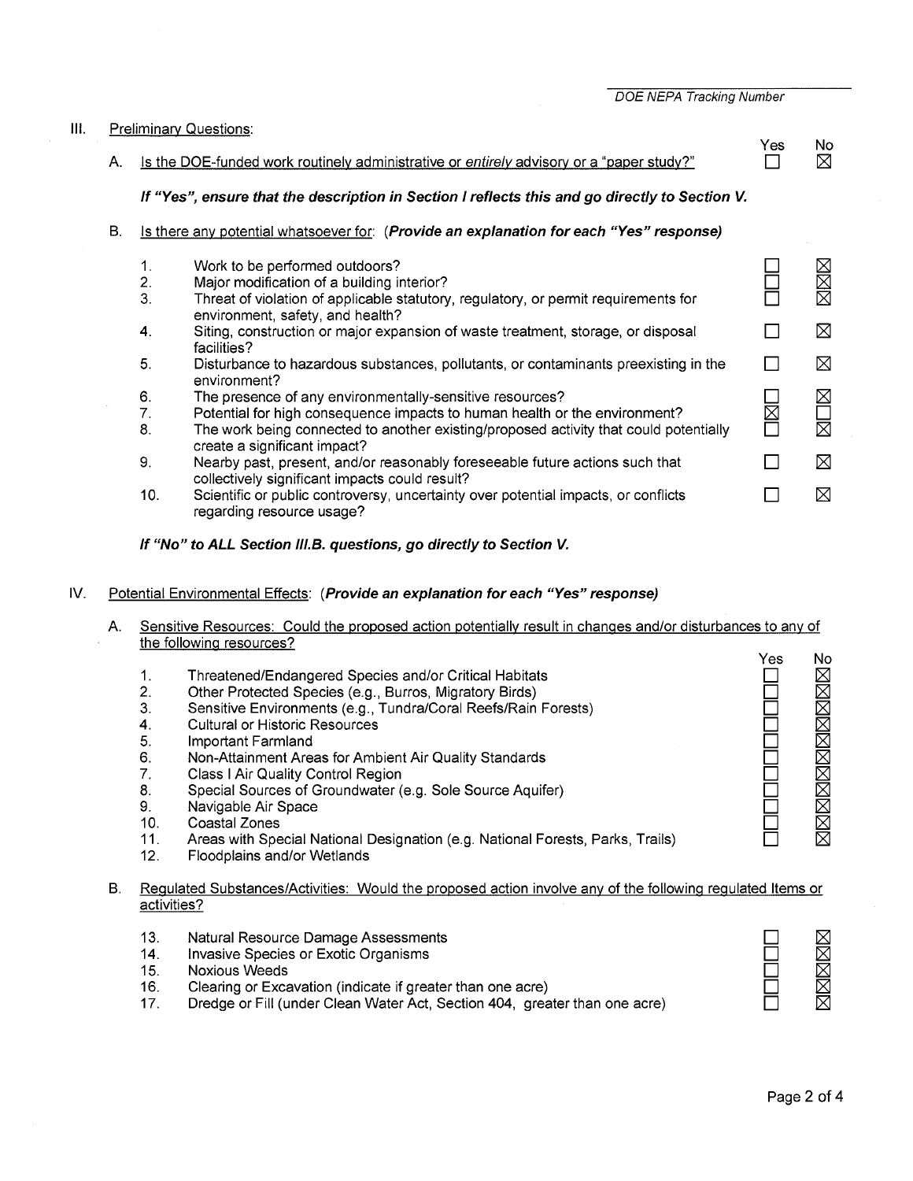## III. Preliminary Questions:

| | | Yes | No |
|---|---|---|---|
| A. | Is the DOE-funded work routinely administrative or *entirely* advisory or a "paper study?" | ☐ | ☒ |

***If "Yes", ensure that the description in Section I reflects this and go directly to Section V.***

B. Is there any potential whatsoever for: ***(Provide an explanation for each "Yes" response)***

| | | Yes | No |
|---|---|---|---|
| 1. | Work to be performed outdoors? | ☐ | ☒ |
| 2. | Major modification of a building interior? | ☐ | ☒ |
| 3. | Threat of violation of applicable statutory, regulatory, or permit requirements for environment, safety, and health? | ☐ | ☒ |
| 4. | Siting, construction or major expansion of waste treatment, storage, or disposal facilities? | ☐ | ☒ |
| 5. | Disturbance to hazardous substances, pollutants, or contaminants preexisting in the environment? | ☐ | ☒ |
| 6. | The presence of any environmentally-sensitive resources? | ☐ | ☒ |
| 7. | Potential for high consequence impacts to human health or the environment? | ☒ | ☐ |
| 8. | The work being connected to another existing/proposed activity that could potentially create a significant impact? | ☐ | ☒ |
| 9. | Nearby past, present, and/or reasonably foreseeable future actions such that collectively significant impacts could result? | ☐ | ☒ |
| 10. | Scientific or public controversy, uncertainty over potential impacts, or conflicts regarding resource usage? | ☐ | ☒ |

***If "No" to ALL Section III.B. questions, go directly to Section V.***

## IV. Potential Environmental Effects: ***(Provide an explanation for each "Yes" response)***

A. Sensitive Resources: Could the proposed action potentially result in changes and/or disturbances to any of the following resources?

| | | Yes | No |
|---|---|---|---|
| 1. | Threatened/Endangered Species and/or Critical Habitats | ☐ | ☒ |
| 2. | Other Protected Species (e.g., Burros, Migratory Birds) | ☐ | ☒ |
| 3. | Sensitive Environments (e.g., Tundra/Coral Reefs/Rain Forests) | ☐ | ☒ |
| 4. | Cultural or Historic Resources | ☐ | ☒ |
| 5. | Important Farmland | ☐ | ☒ |
| 6. | Non-Attainment Areas for Ambient Air Quality Standards | ☐ | ☒ |
| 7. | Class I Air Quality Control Region | ☐ | ☒ |
| 8. | Special Sources of Groundwater (e.g. Sole Source Aquifer) | ☐ | ☒ |
| 9. | Navigable Air Space | ☐ | ☒ |
| 10. | Coastal Zones | ☐ | ☒ |
| 11. | Areas with Special National Designation (e.g. National Forests, Parks, Trails) | ☐ | ☒ |
| 12. | Floodplains and/or Wetlands | | |

B. Regulated Substances/Activities: Would the proposed action involve any of the following regulated Items or activities?

| | | Yes | No |
|---|---|---|---|
| 13. | Natural Resource Damage Assessments | ☐ | ☒ |
| 14. | Invasive Species or Exotic Organisms | ☐ | ☒ |
| 15. | Noxious Weeds | ☐ | ☒ |
| 16. | Clearing or Excavation (indicate if greater than one acre) | ☐ | ☒ |
| 17. | Dredge or Fill (under Clean Water Act, Section 404, greater than one acre) | ☐ | ☒ |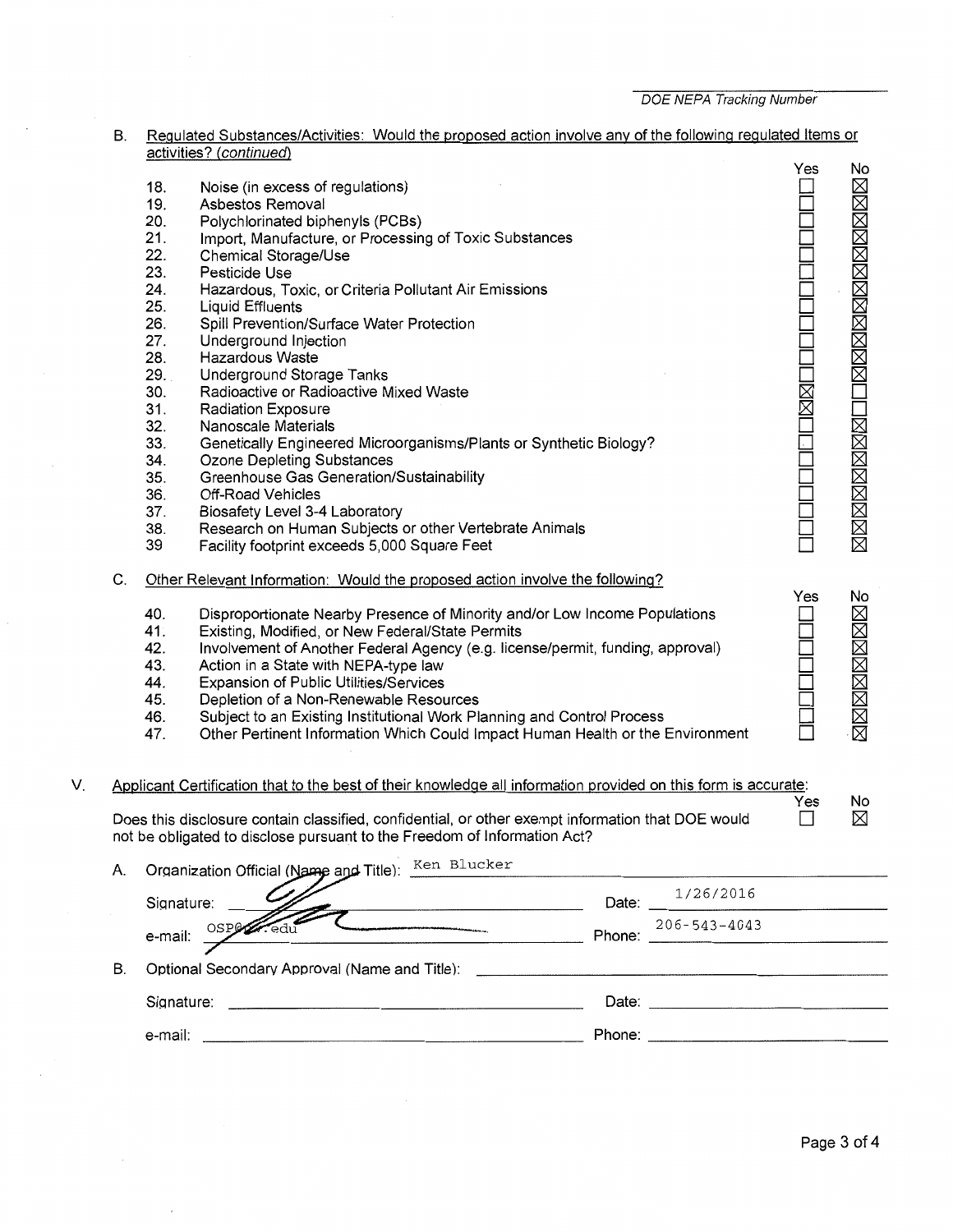DOE NEPA Tracking Number

B. Regulated Substances/Activities: Would the proposed action involve any of the following regulated Items or activities? *(continued)*

| # | Item | Yes | No |
|---|---|---|---|
| 18. | Noise (in excess of regulations) | ☐ | ☒ |
| 19. | Asbestos Removal | ☐ | ☒ |
| 20. | Polychlorinated biphenyls (PCBs) | ☐ | ☒ |
| 21. | Import, Manufacture, or Processing of Toxic Substances | ☐ | ☒ |
| 22. | Chemical Storage/Use | ☐ | ☒ |
| 23. | Pesticide Use | ☐ | ☒ |
| 24. | Hazardous, Toxic, or Criteria Pollutant Air Emissions | ☐ | ☒ |
| 25. | Liquid Effluents | ☐ | ☒ |
| 26. | Spill Prevention/Surface Water Protection | ☐ | ☒ |
| 27. | Underground Injection | ☐ | ☒ |
| 28. | Hazardous Waste | ☐ | ☒ |
| 29. | Underground Storage Tanks | ☐ | ☒ |
| 30. | Radioactive or Radioactive Mixed Waste | ☒ | ☐ |
| 31. | Radiation Exposure | ☒ | ☐ |
| 32. | Nanoscale Materials | ☐ | ☒ |
| 33. | Genetically Engineered Microorganisms/Plants or Synthetic Biology? | ☐ | ☒ |
| 34. | Ozone Depleting Substances | ☐ | ☒ |
| 35. | Greenhouse Gas Generation/Sustainability | ☐ | ☒ |
| 36. | Off-Road Vehicles | ☐ | ☒ |
| 37. | Biosafety Level 3-4 Laboratory | ☐ | ☒ |
| 38. | Research on Human Subjects or other Vertebrate Animals | ☐ | ☒ |
| 39 | Facility footprint exceeds 5,000 Square Feet | ☐ | ☒ |

C. Other Relevant Information: Would the proposed action involve the following?

| # | Item | Yes | No |
|---|---|---|---|
| 40. | Disproportionate Nearby Presence of Minority and/or Low Income Populations | ☐ | ☒ |
| 41. | Existing, Modified, or New Federal/State Permits | ☐ | ☒ |
| 42. | Involvement of Another Federal Agency (e.g. license/permit, funding, approval) | ☐ | ☒ |
| 43. | Action in a State with NEPA-type law | ☐ | ☒ |
| 44. | Expansion of Public Utilities/Services | ☐ | ☒ |
| 45. | Depletion of a Non-Renewable Resources | ☐ | ☒ |
| 46. | Subject to an Existing Institutional Work Planning and Control Process | ☐ | ☒ |
| 47. | Other Pertinent Information Which Could Impact Human Health or the Environment | ☐ | ☒ |

V. Applicant Certification that to the best of their knowledge all information provided on this form is accurate:

| | Yes | No |
|---|---|---|
| Does this disclosure contain classified, confidential, or other exempt information that DOE would not be obligated to disclose pursuant to the Freedom of Information Act? | ☐ | ☒ |

A. Organization Official (Name and Title): Ken Blucker

Signature: [signature] Date: 1/26/2016

e-mail: OSP@\_\_.edu Phone: 206-543-4043

B. Optional Secondary Approval (Name and Title): \_\_\_\_\_\_\_\_\_\_

Signature: \_\_\_\_\_\_\_\_\_\_ Date: \_\_\_\_\_\_\_\_\_\_

e-mail: \_\_\_\_\_\_\_\_\_\_ Phone: \_\_\_\_\_\_\_\_\_\_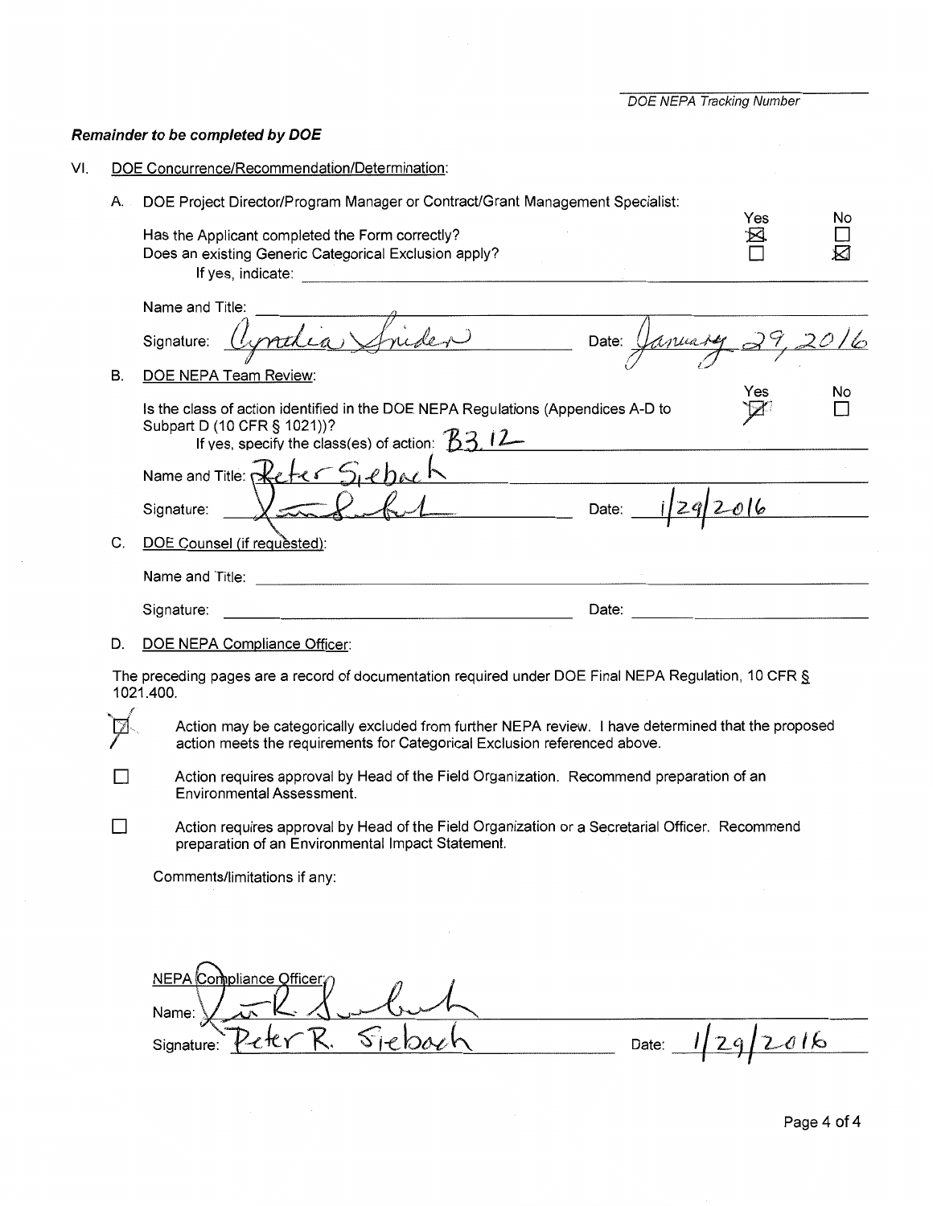DOE NEPA Tracking Number

***Remainder to be completed by DOE***

VI. DOE Concurrence/Recommendation/Determination:

A. DOE Project Director/Program Manager or Contract/Grant Management Specialist:

| | Yes | No |
|---|---|---|
| Has the Applicant completed the Form correctly? | ☒ | ☐ |
| Does an existing Generic Categorical Exclusion apply? | ☐ | ☒ |

If yes, indicate: ______

Name and Title: ______

Signature: Cynthia Snider  Date: January 29, 2016

B. DOE NEPA Team Review:

| | Yes | No |
|---|---|---|
| Is the class of action identified in the DOE NEPA Regulations (Appendices A-D to Subpart D (10 CFR § 1021))? | ☒ | ☐ |

If yes, specify the class(es) of action: B3.12

Name and Title: Peter Siebach

Signature: [signature]  Date: 1/29/2016

C. DOE Counsel (if requested):

Name and Title: ______

Signature: ______  Date: ______

D. DOE NEPA Compliance Officer:

The preceding pages are a record of documentation required under DOE Final NEPA Regulation, 10 CFR § 1021.400.

☒ Action may be categorically excluded from further NEPA review. I have determined that the proposed action meets the requirements for Categorical Exclusion referenced above.

☐ Action requires approval by Head of the Field Organization. Recommend preparation of an Environmental Assessment.

☐ Action requires approval by Head of the Field Organization or a Secretarial Officer. Recommend preparation of an Environmental Impact Statement.

Comments/limitations if any:

NEPA Compliance Officer:

Name: [signature]

Signature: Peter R. Siebach  Date: 1/29/2016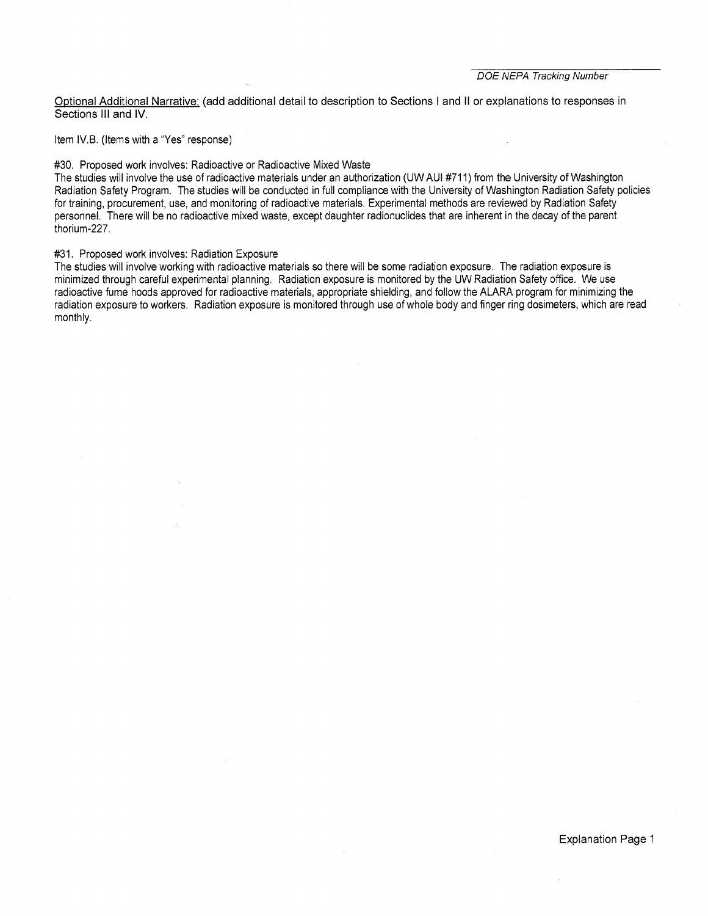*DOE NEPA Tracking Number*

Optional Additional Narrative: (add additional detail to description to Sections I and II or explanations to responses in Sections III and IV.

Item IV.B. (Items with a "Yes" response)

#30. Proposed work involves: Radioactive or Radioactive Mixed Waste
The studies will involve the use of radioactive materials under an authorization (UW AUI #711) from the University of Washington Radiation Safety Program. The studies will be conducted in full compliance with the University of Washington Radiation Safety policies for training, procurement, use, and monitoring of radioactive materials. Experimental methods are reviewed by Radiation Safety personnel. There will be no radioactive mixed waste, except daughter radionuclides that are inherent in the decay of the parent thorium-227.

#31. Proposed work involves: Radiation Exposure
The studies will involve working with radioactive materials so there will be some radiation exposure. The radiation exposure is minimized through careful experimental planning. Radiation exposure is monitored by the UW Radiation Safety office. We use radioactive fume hoods approved for radioactive materials, appropriate shielding, and follow the ALARA program for minimizing the radiation exposure to workers. Radiation exposure is monitored through use of whole body and finger ring dosimeters, which are read monthly.

Explanation Page 1